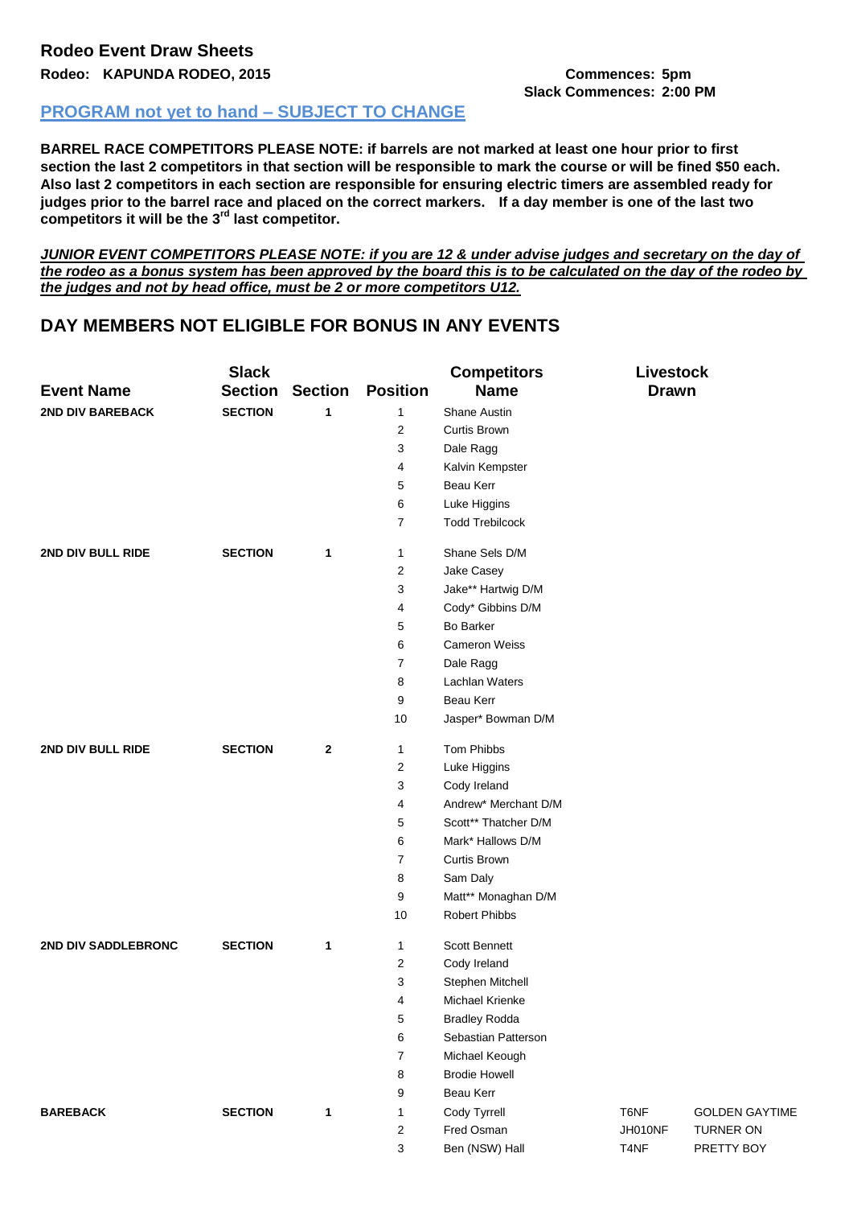## Rodeo Event Draw Sheets

**Rodeo: KAPUNDA RODEO, 2015**

**Commences: 5pm**
**Slack Commences: 2:00 PM**

**PROGRAM not yet to hand – SUBJECT TO CHANGE**

**BARREL RACE COMPETITORS PLEASE NOTE: if barrels are not marked at least one hour prior to first section the last 2 competitors in that section will be responsible to mark the course or will be fined $50 each. Also last 2 competitors in each section are responsible for ensuring electric timers are assembled ready for judges prior to the barrel race and placed on the correct markers. If a day member is one of the last two competitors it will be the 3rd last competitor.**

***JUNIOR EVENT COMPETITORS PLEASE NOTE: if you are 12 & under advise judges and secretary on the day of the rodeo as a bonus system has been approved by the board this is to be calculated on the day of the rodeo by the judges and not by head office, must be 2 or more competitors U12.***

## DAY MEMBERS NOT ELIGIBLE FOR BONUS IN ANY EVENTS

| Event Name | Slack Section | Section | Position | Competitors Name | Livestock Drawn | |
|---|---|---|---|---|---|---|
| 2ND DIV BAREBACK | SECTION | 1 | 1 | Shane Austin | | |
| | | | 2 | Curtis Brown | | |
| | | | 3 | Dale Ragg | | |
| | | | 4 | Kalvin Kempster | | |
| | | | 5 | Beau Kerr | | |
| | | | 6 | Luke Higgins | | |
| | | | 7 | Todd Trebilcock | | |
| 2ND DIV BULL RIDE | SECTION | 1 | 1 | Shane Sels D/M | | |
| | | | 2 | Jake Casey | | |
| | | | 3 | Jake** Hartwig D/M | | |
| | | | 4 | Cody* Gibbins D/M | | |
| | | | 5 | Bo Barker | | |
| | | | 6 | Cameron Weiss | | |
| | | | 7 | Dale Ragg | | |
| | | | 8 | Lachlan Waters | | |
| | | | 9 | Beau Kerr | | |
| | | | 10 | Jasper* Bowman D/M | | |
| 2ND DIV BULL RIDE | SECTION | 2 | 1 | Tom Phibbs | | |
| | | | 2 | Luke Higgins | | |
| | | | 3 | Cody Ireland | | |
| | | | 4 | Andrew* Merchant D/M | | |
| | | | 5 | Scott** Thatcher D/M | | |
| | | | 6 | Mark* Hallows D/M | | |
| | | | 7 | Curtis Brown | | |
| | | | 8 | Sam Daly | | |
| | | | 9 | Matt** Monaghan D/M | | |
| | | | 10 | Robert Phibbs | | |
| 2ND DIV SADDLEBRONC | SECTION | 1 | 1 | Scott Bennett | | |
| | | | 2 | Cody Ireland | | |
| | | | 3 | Stephen Mitchell | | |
| | | | 4 | Michael Krienke | | |
| | | | 5 | Bradley Rodda | | |
| | | | 6 | Sebastian Patterson | | |
| | | | 7 | Michael Keough | | |
| | | | 8 | Brodie Howell | | |
| | | | 9 | Beau Kerr | | |
| BAREBACK | SECTION | 1 | 1 | Cody Tyrrell | T6NF | GOLDEN GAYTIME |
| | | | 2 | Fred Osman | JH010NF | TURNER ON |
| | | | 3 | Ben (NSW) Hall | T4NF | PRETTY BOY |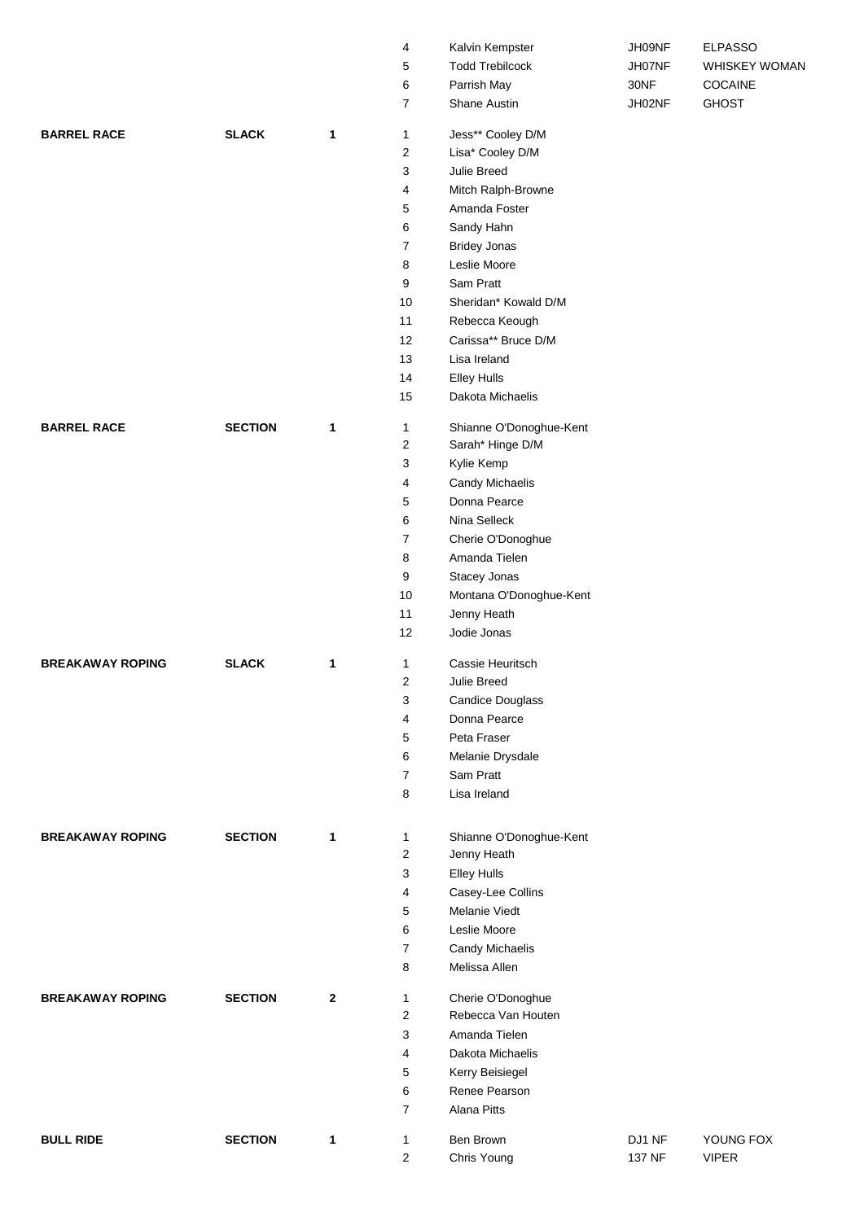| Event | Type | Section | No. | Name | Number | Animal |
|---|---|---|---|---|---|---|
| | | | 4 | Kalvin Kempster | JH09NF | ELPASSO |
| | | | 5 | Todd Trebilcock | JH07NF | WHISKEY WOMAN |
| | | | 6 | Parrish May | 30NF | COCAINE |
| | | | 7 | Shane Austin | JH02NF | GHOST |
| **BARREL RACE** | **SLACK** | **1** | 1 | Jess** Cooley D/M | | |
| | | | 2 | Lisa* Cooley D/M | | |
| | | | 3 | Julie Breed | | |
| | | | 4 | Mitch Ralph-Browne | | |
| | | | 5 | Amanda Foster | | |
| | | | 6 | Sandy Hahn | | |
| | | | 7 | Bridey Jonas | | |
| | | | 8 | Leslie Moore | | |
| | | | 9 | Sam Pratt | | |
| | | | 10 | Sheridan* Kowald D/M | | |
| | | | 11 | Rebecca Keough | | |
| | | | 12 | Carissa** Bruce D/M | | |
| | | | 13 | Lisa Ireland | | |
| | | | 14 | Elley Hulls | | |
| | | | 15 | Dakota Michaelis | | |
| **BARREL RACE** | **SECTION** | **1** | 1 | Shianne O'Donoghue-Kent | | |
| | | | 2 | Sarah* Hinge D/M | | |
| | | | 3 | Kylie Kemp | | |
| | | | 4 | Candy Michaelis | | |
| | | | 5 | Donna Pearce | | |
| | | | 6 | Nina Selleck | | |
| | | | 7 | Cherie O'Donoghue | | |
| | | | 8 | Amanda Tielen | | |
| | | | 9 | Stacey Jonas | | |
| | | | 10 | Montana O'Donoghue-Kent | | |
| | | | 11 | Jenny Heath | | |
| | | | 12 | Jodie Jonas | | |
| **BREAKAWAY ROPING** | **SLACK** | **1** | 1 | Cassie Heuritsch | | |
| | | | 2 | Julie Breed | | |
| | | | 3 | Candice Douglass | | |
| | | | 4 | Donna Pearce | | |
| | | | 5 | Peta Fraser | | |
| | | | 6 | Melanie Drysdale | | |
| | | | 7 | Sam Pratt | | |
| | | | 8 | Lisa Ireland | | |
| **BREAKAWAY ROPING** | **SECTION** | **1** | 1 | Shianne O'Donoghue-Kent | | |
| | | | 2 | Jenny Heath | | |
| | | | 3 | Elley Hulls | | |
| | | | 4 | Casey-Lee Collins | | |
| | | | 5 | Melanie Viedt | | |
| | | | 6 | Leslie Moore | | |
| | | | 7 | Candy Michaelis | | |
| | | | 8 | Melissa Allen | | |
| **BREAKAWAY ROPING** | **SECTION** | **2** | 1 | Cherie O'Donoghue | | |
| | | | 2 | Rebecca Van Houten | | |
| | | | 3 | Amanda Tielen | | |
| | | | 4 | Dakota Michaelis | | |
| | | | 5 | Kerry Beisiegel | | |
| | | | 6 | Renee Pearson | | |
| | | | 7 | Alana Pitts | | |
| **BULL RIDE** | **SECTION** | **1** | 1 | Ben Brown | DJ1 NF | YOUNG FOX |
| | | | 2 | Chris Young | 137 NF | VIPER |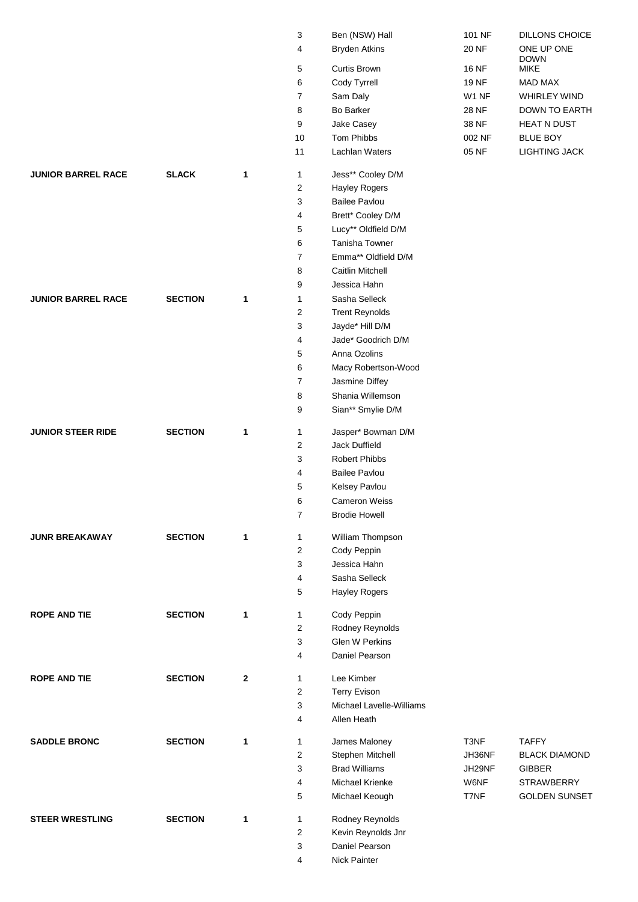| Event | Type | Section | No. | Name | Number | Horse |
|---|---|---|---|---|---|---|
| | | | 3 | Ben (NSW) Hall | 101 NF | DILLONS CHOICE |
| | | | 4 | Bryden Atkins | 20 NF | ONE UP ONE DOWN |
| | | | 5 | Curtis Brown | 16 NF | MIKE |
| | | | 6 | Cody Tyrrell | 19 NF | MAD MAX |
| | | | 7 | Sam Daly | W1 NF | WHIRLEY WIND |
| | | | 8 | Bo Barker | 28 NF | DOWN TO EARTH |
| | | | 9 | Jake Casey | 38 NF | HEAT N DUST |
| | | | 10 | Tom Phibbs | 002 NF | BLUE BOY |
| | | | 11 | Lachlan Waters | 05 NF | LIGHTING JACK |
| **JUNIOR BARREL RACE** | **SLACK** | **1** | 1 | Jess** Cooley D/M | | |
| | | | 2 | Hayley Rogers | | |
| | | | 3 | Bailee Pavlou | | |
| | | | 4 | Brett* Cooley D/M | | |
| | | | 5 | Lucy** Oldfield D/M | | |
| | | | 6 | Tanisha Towner | | |
| | | | 7 | Emma** Oldfield D/M | | |
| | | | 8 | Caitlin Mitchell | | |
| | | | 9 | Jessica Hahn | | |
| **JUNIOR BARREL RACE** | **SECTION** | **1** | 1 | Sasha Selleck | | |
| | | | 2 | Trent Reynolds | | |
| | | | 3 | Jayde* Hill D/M | | |
| | | | 4 | Jade* Goodrich D/M | | |
| | | | 5 | Anna Ozolins | | |
| | | | 6 | Macy Robertson-Wood | | |
| | | | 7 | Jasmine Diffey | | |
| | | | 8 | Shania Willemson | | |
| | | | 9 | Sian** Smylie D/M | | |
| **JUNIOR STEER RIDE** | **SECTION** | **1** | 1 | Jasper* Bowman D/M | | |
| | | | 2 | Jack Duffield | | |
| | | | 3 | Robert Phibbs | | |
| | | | 4 | Bailee Pavlou | | |
| | | | 5 | Kelsey Pavlou | | |
| | | | 6 | Cameron Weiss | | |
| | | | 7 | Brodie Howell | | |
| **JUNR BREAKAWAY** | **SECTION** | **1** | 1 | William Thompson | | |
| | | | 2 | Cody Peppin | | |
| | | | 3 | Jessica Hahn | | |
| | | | 4 | Sasha Selleck | | |
| | | | 5 | Hayley Rogers | | |
| **ROPE AND TIE** | **SECTION** | **1** | 1 | Cody Peppin | | |
| | | | 2 | Rodney Reynolds | | |
| | | | 3 | Glen W Perkins | | |
| | | | 4 | Daniel Pearson | | |
| **ROPE AND TIE** | **SECTION** | **2** | 1 | Lee Kimber | | |
| | | | 2 | Terry Evison | | |
| | | | 3 | Michael Lavelle-Williams | | |
| | | | 4 | Allen Heath | | |
| **SADDLE BRONC** | **SECTION** | **1** | 1 | James Maloney | T3NF | TAFFY |
| | | | 2 | Stephen Mitchell | JH36NF | BLACK DIAMOND |
| | | | 3 | Brad Williams | JH29NF | GIBBER |
| | | | 4 | Michael Krienke | W6NF | STRAWBERRY |
| | | | 5 | Michael Keough | T7NF | GOLDEN SUNSET |
| **STEER WRESTLING** | **SECTION** | **1** | 1 | Rodney Reynolds | | |
| | | | 2 | Kevin Reynolds Jnr | | |
| | | | 3 | Daniel Pearson | | |
| | | | 4 | Nick Painter | | |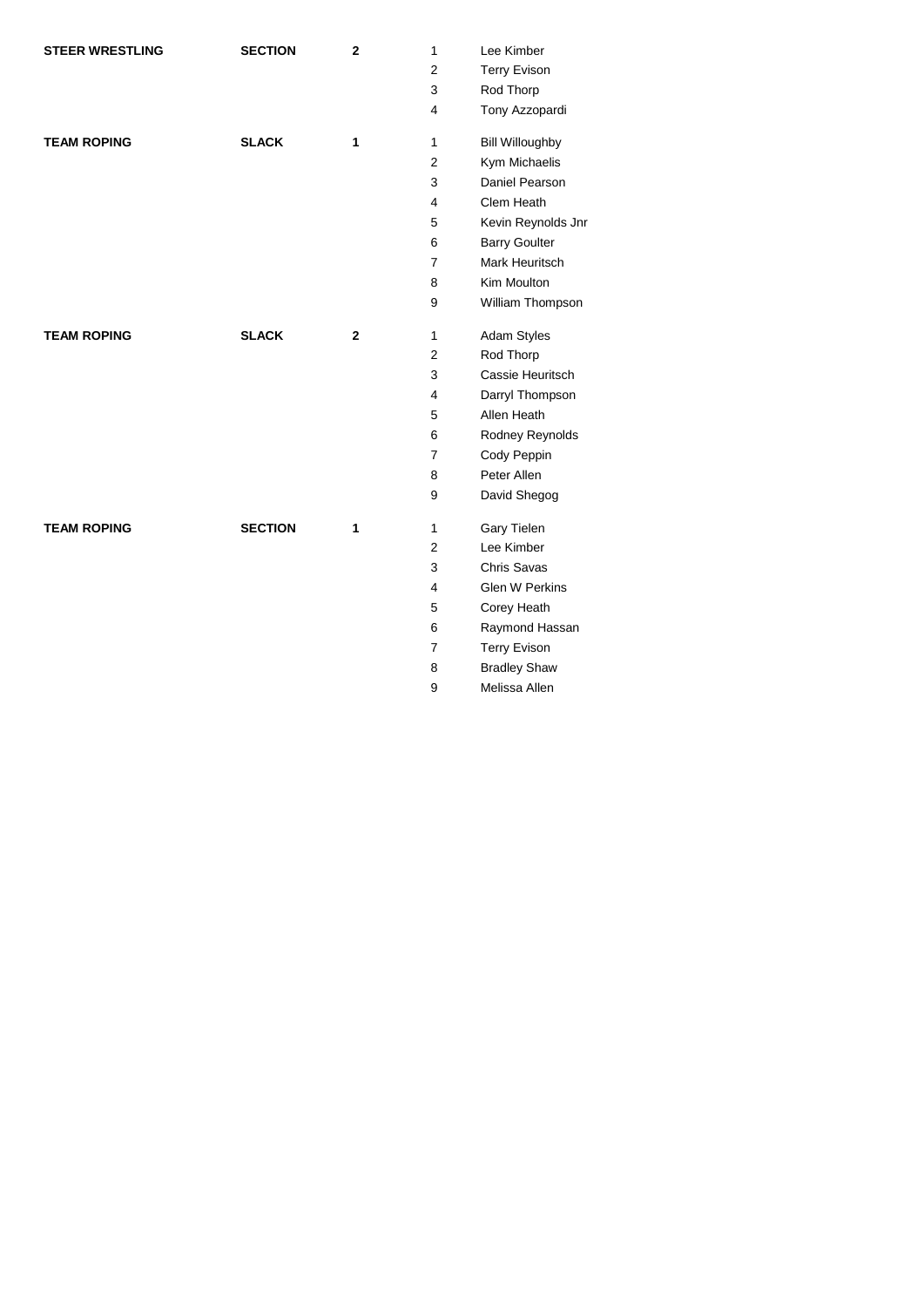| | | | | |
|---|---|---|---|---|
| **STEER WRESTLING** | **SECTION** | **2** | 1 | Lee Kimber |
| | | | 2 | Terry Evison |
| | | | 3 | Rod Thorp |
| | | | 4 | Tony Azzopardi |
| **TEAM ROPING** | **SLACK** | **1** | 1 | Bill Willoughby |
| | | | 2 | Kym Michaelis |
| | | | 3 | Daniel Pearson |
| | | | 4 | Clem Heath |
| | | | 5 | Kevin Reynolds Jnr |
| | | | 6 | Barry Goulter |
| | | | 7 | Mark Heuritsch |
| | | | 8 | Kim Moulton |
| | | | 9 | William Thompson |
| **TEAM ROPING** | **SLACK** | **2** | 1 | Adam Styles |
| | | | 2 | Rod Thorp |
| | | | 3 | Cassie Heuritsch |
| | | | 4 | Darryl Thompson |
| | | | 5 | Allen Heath |
| | | | 6 | Rodney Reynolds |
| | | | 7 | Cody Peppin |
| | | | 8 | Peter Allen |
| | | | 9 | David Shegog |
| **TEAM ROPING** | **SECTION** | **1** | 1 | Gary Tielen |
| | | | 2 | Lee Kimber |
| | | | 3 | Chris Savas |
| | | | 4 | Glen W Perkins |
| | | | 5 | Corey Heath |
| | | | 6 | Raymond Hassan |
| | | | 7 | Terry Evison |
| | | | 8 | Bradley Shaw |
| | | | 9 | Melissa Allen |